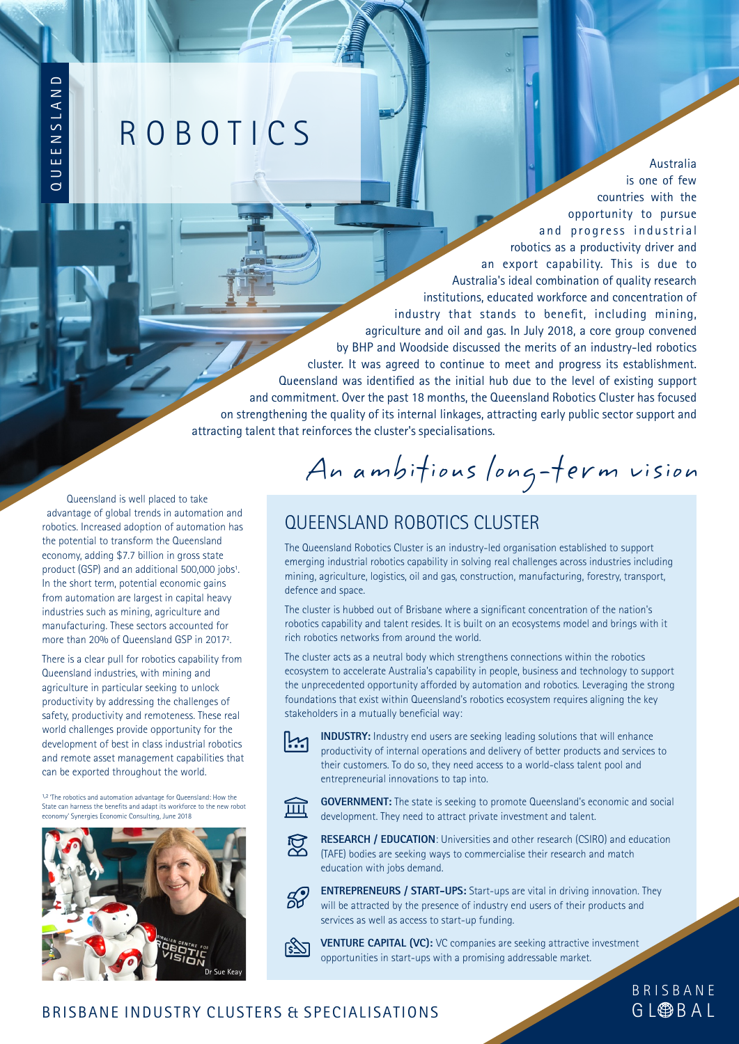QUEENSLAND

# ROBOTICS

Australia is one of few countries with the opportunity to pursue and progress industrial robotics as a productivity driver and an export capability. This is due to Australia's ideal combination of quality research institutions, educated workforce and concentration of industry that stands to benefit, including mining, agriculture and oil and gas. In July 2018, a core group convened by BHP and Woodside discussed the merits of an industry-led robotics cluster. It was agreed to continue to meet and progress its establishment. Queensland was identified as the initial hub due to the level of existing support and commitment. Over the past 18 months, the Queensland Robotics Cluster has focused on strengthening the quality of its internal linkages, attracting early public sector support and attracting talent that reinforces the cluster's specialisations.

## An ambitious long-term vision

Queensland is well placed to take advantage of global trends in automation and robotics. Increased adoption of automation has the potential to transform the Queensland economy, adding $7.7 billion in gross state product (GSP) and an additional 500,000 jobs[1]. In the short term, potential economic gains from automation are largest in capital heavy industries such as mining, agriculture and manufacturing. These sectors accounted for more than 20% of Queensland GSP in 2017[2].

There is a clear pull for robotics capability from Queensland industries, with mining and agriculture in particular seeking to unlock productivity by addressing the challenges of safety, productivity and remoteness. These real world challenges provide opportunity for the development of best in class industrial robotics and remote asset management capabilities that can be exported throughout the world.

[1,2] 'The robotics and automation advantage for Queensland: How the State can harness the benefits and adapt its workforce to the new robot economy' Synergies Economic Consulting, June 2018

Dr Sue Keay

## QUEENSLAND ROBOTICS CLUSTER

The Queensland Robotics Cluster is an industry-led organisation established to support emerging industrial robotics capability in solving real challenges across industries including mining, agriculture, logistics, oil and gas, construction, manufacturing, forestry, transport, defence and space.

The cluster is hubbed out of Brisbane where a significant concentration of the nation's robotics capability and talent resides. It is built on an ecosystems model and brings with it rich robotics networks from around the world.

The cluster acts as a neutral body which strengthens connections within the robotics ecosystem to accelerate Australia's capability in people, business and technology to support the unprecedented opportunity afforded by automation and robotics. Leveraging the strong foundations that exist within Queensland's robotics ecosystem requires aligning the key stakeholders in a mutually beneficial way:

- **INDUSTRY:** Industry end users are seeking leading solutions that will enhance productivity of internal operations and delivery of better products and services to their customers. To do so, they need access to a world-class talent pool and entrepreneurial innovations to tap into.
- **GOVERNMENT:** The state is seeking to promote Queensland's economic and social development. They need to attract private investment and talent.
- **RESEARCH / EDUCATION**: Universities and other research (CSIRO) and education (TAFE) bodies are seeking ways to commercialise their research and match education with jobs demand.
- **ENTREPRENEURS / START-UPS:** Start-ups are vital in driving innovation. They will be attracted by the presence of industry end users of their products and services as well as access to start-up funding.
- **VENTURE CAPITAL (VC):** VC companies are seeking attractive investment opportunities in start-ups with a promising addressable market.

BRISBANE INDUSTRY CLUSTERS & SPECIALISATIONS

BRISBANE GLOBAL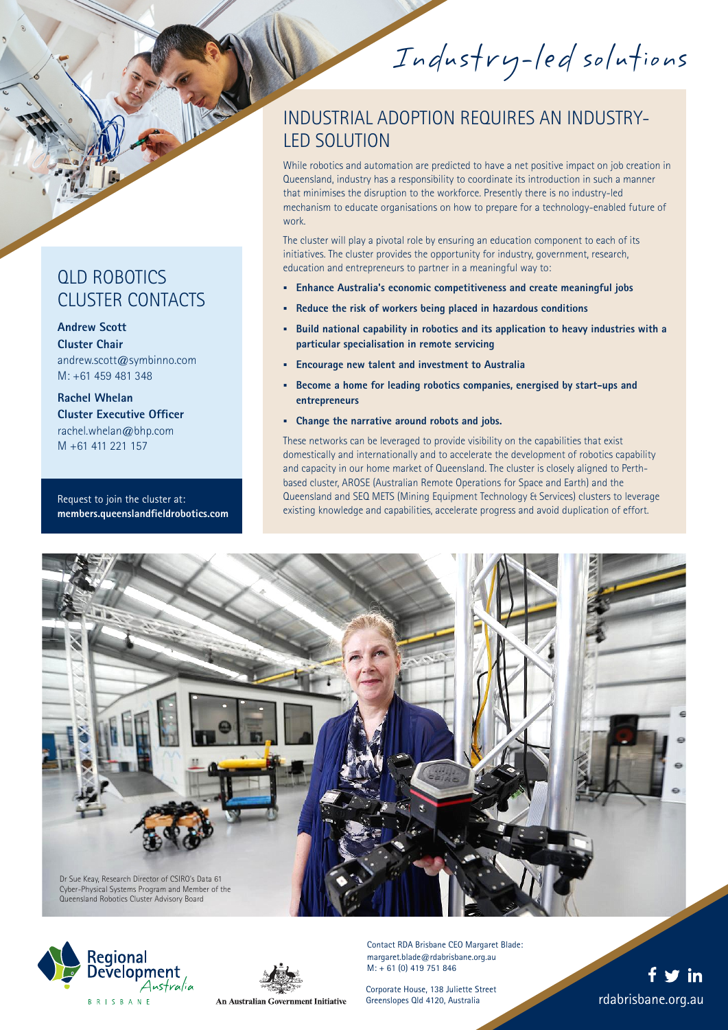*Industry-led solutions*

## INDUSTRIAL ADOPTION REQUIRES AN INDUSTRY-LED SOLUTION

While robotics and automation are predicted to have a net positive impact on job creation in Queensland, industry has a responsibility to coordinate its introduction in such a manner that minimises the disruption to the workforce. Presently there is no industry-led mechanism to educate organisations on how to prepare for a technology-enabled future of work.

The cluster will play a pivotal role by ensuring an education component to each of its initiatives. The cluster provides the opportunity for industry, government, research, education and entrepreneurs to partner in a meaningful way to:

- **Enhance Australia's economic competitiveness and create meaningful jobs**
- **Reduce the risk of workers being placed in hazardous conditions**
- **Build national capability in robotics and its application to heavy industries with a particular specialisation in remote servicing**
- **Encourage new talent and investment to Australia**
- **Become a home for leading robotics companies, energised by start-ups and entrepreneurs**
- **Change the narrative around robots and jobs.**

These networks can be leveraged to provide visibility on the capabilities that exist domestically and internationally and to accelerate the development of robotics capability and capacity in our home market of Queensland. The cluster is closely aligned to Perth-based cluster, AROSE (Australian Remote Operations for Space and Earth) and the Queensland and SEQ METS (Mining Equipment Technology & Services) clusters to leverage existing knowledge and capabilities, accelerate progress and avoid duplication of effort.

## QLD ROBOTICS CLUSTER CONTACTS

**Andrew Scott**
**Cluster Chair**
andrew.scott@symbinno.com
M: +61 459 481 348

**Rachel Whelan**
**Cluster Executive Officer**
rachel.whelan@bhp.com
M +61 411 221 157

Request to join the cluster at:
**members.queenslandfieldrobotics.com**

Dr Sue Keay, Research Director of CSIRO's Data 61 Cyber-Physical Systems Program and Member of the Queensland Robotics Cluster Advisory Board

Regional Development Australia BRISBANE

An Australian Government Initiative

Contact RDA Brisbane CEO Margaret Blade:
margaret.blade@rdabrisbane.org.au
M: + 61 (0) 419 751 846

Corporate House, 138 Juliette Street
Greenslopes Qld 4120, Australia

rdabrisbane.org.au